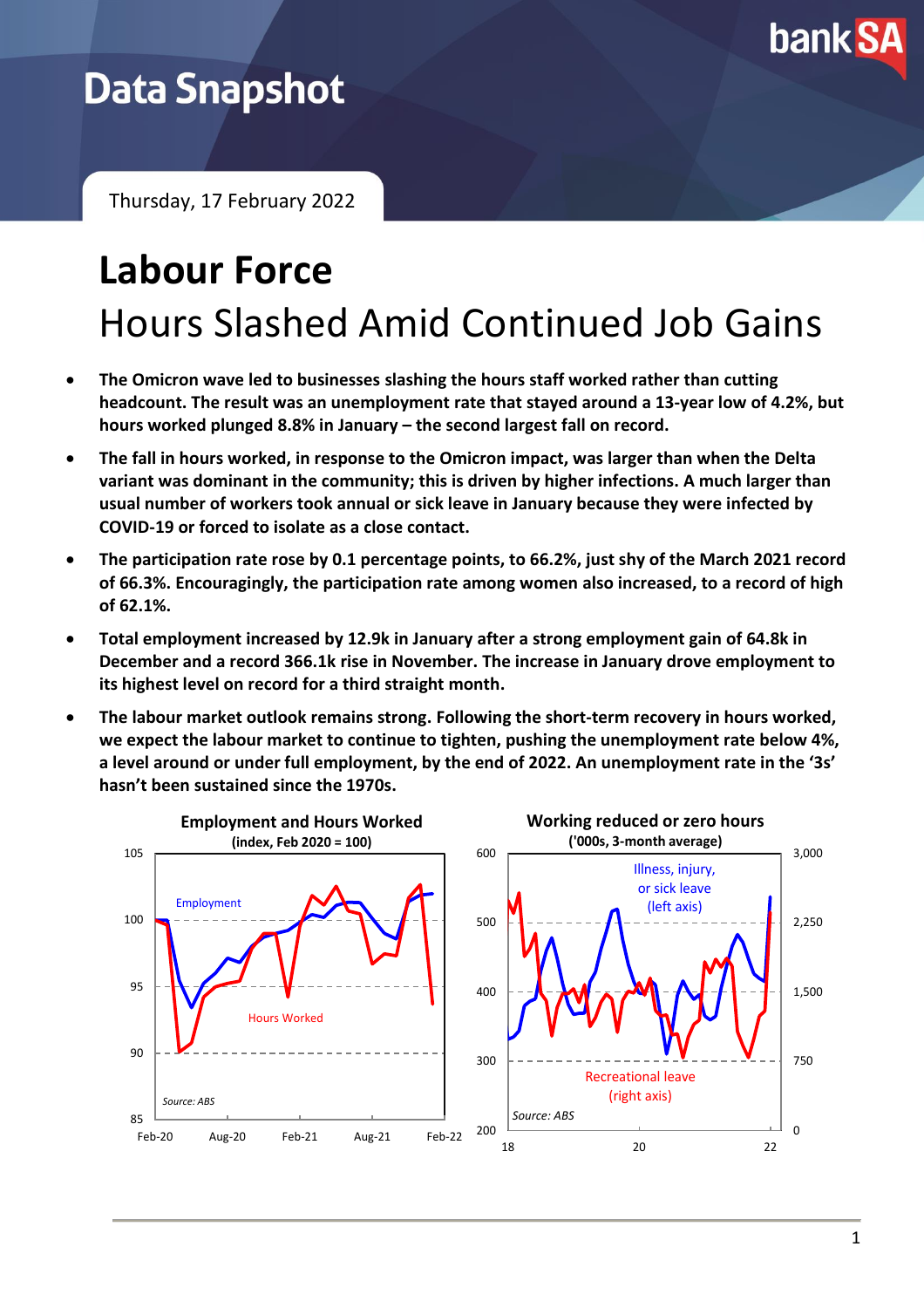# Data Snapshot

Thursday, 17 February 2022

# Labour Force

## Hours Slashed Amid Continued Job Gains

- **The Omicron wave led to businesses slashing the hours staff worked rather than cutting headcount. The result was an unemployment rate that stayed around a 13-year low of 4.2%, but hours worked plunged 8.8% in January – the second largest fall on record.**
- **The fall in hours worked, in response to the Omicron impact, was larger than when the Delta variant was dominant in the community; this is driven by higher infections. A much larger than usual number of workers took annual or sick leave in January because they were infected by COVID-19 or forced to isolate as a close contact.**
- **The participation rate rose by 0.1 percentage points, to 66.2%, just shy of the March 2021 record of 66.3%. Encouragingly, the participation rate among women also increased, to a record of high of 62.1%.**
- **Total employment increased by 12.9k in January after a strong employment gain of 64.8k in December and a record 366.1k rise in November. The increase in January drove employment to its highest level on record for a third straight month.**
- **The labour market outlook remains strong. Following the short-term recovery in hours worked, we expect the labour market to continue to tighten, pushing the unemployment rate below 4%, a level around or under full employment, by the end of 2022. An unemployment rate in the '3s' hasn't been sustained since the 1970s.**

**Employment and Hours Worked**
**(index, Feb 2020 = 100)**

Source: ABS

**Working reduced or zero hours**
**('000s, 3-month average)**

Source: ABS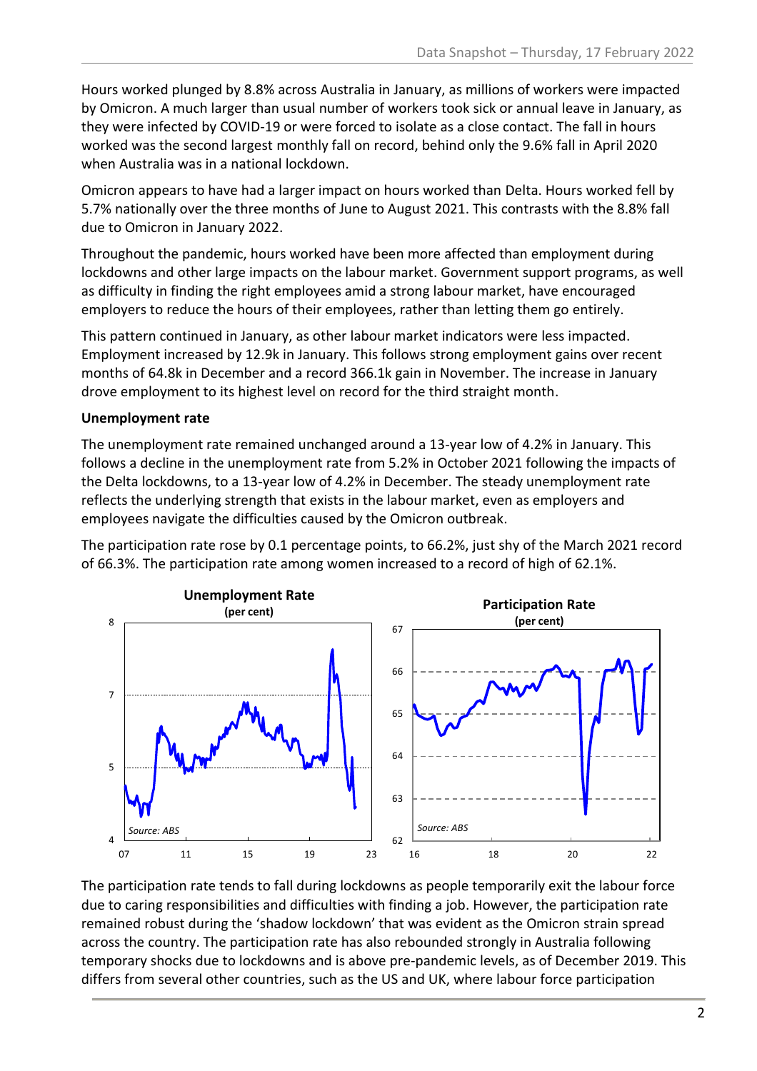Hours worked plunged by 8.8% across Australia in January, as millions of workers were impacted by Omicron. A much larger than usual number of workers took sick or annual leave in January, as they were infected by COVID-19 or were forced to isolate as a close contact. The fall in hours worked was the second largest monthly fall on record, behind only the 9.6% fall in April 2020 when Australia was in a national lockdown.

Omicron appears to have had a larger impact on hours worked than Delta. Hours worked fell by 5.7% nationally over the three months of June to August 2021. This contrasts with the 8.8% fall due to Omicron in January 2022.

Throughout the pandemic, hours worked have been more affected than employment during lockdowns and other large impacts on the labour market. Government support programs, as well as difficulty in finding the right employees amid a strong labour market, have encouraged employers to reduce the hours of their employees, rather than letting them go entirely.

This pattern continued in January, as other labour market indicators were less impacted. Employment increased by 12.9k in January. This follows strong employment gains over recent months of 64.8k in December and a record 366.1k gain in November. The increase in January drove employment to its highest level on record for the third straight month.

**Unemployment rate**

The unemployment rate remained unchanged around a 13-year low of 4.2% in January. This follows a decline in the unemployment rate from 5.2% in October 2021 following the impacts of the Delta lockdowns, to a 13-year low of 4.2% in December. The steady unemployment rate reflects the underlying strength that exists in the labour market, even as employers and employees navigate the difficulties caused by the Omicron outbreak.

The participation rate rose by 0.1 percentage points, to 66.2%, just shy of the March 2021 record of 66.3%. The participation rate among women increased to a record of high of 62.1%.

**Unemployment Rate**
**(per cent)**

Source: ABS

**Participation Rate**
**(per cent)**

Source: ABS

The participation rate tends to fall during lockdowns as people temporarily exit the labour force due to caring responsibilities and difficulties with finding a job. However, the participation rate remained robust during the 'shadow lockdown' that was evident as the Omicron strain spread across the country. The participation rate has also rebounded strongly in Australia following temporary shocks due to lockdowns and is above pre-pandemic levels, as of December 2019. This differs from several other countries, such as the US and UK, where labour force participation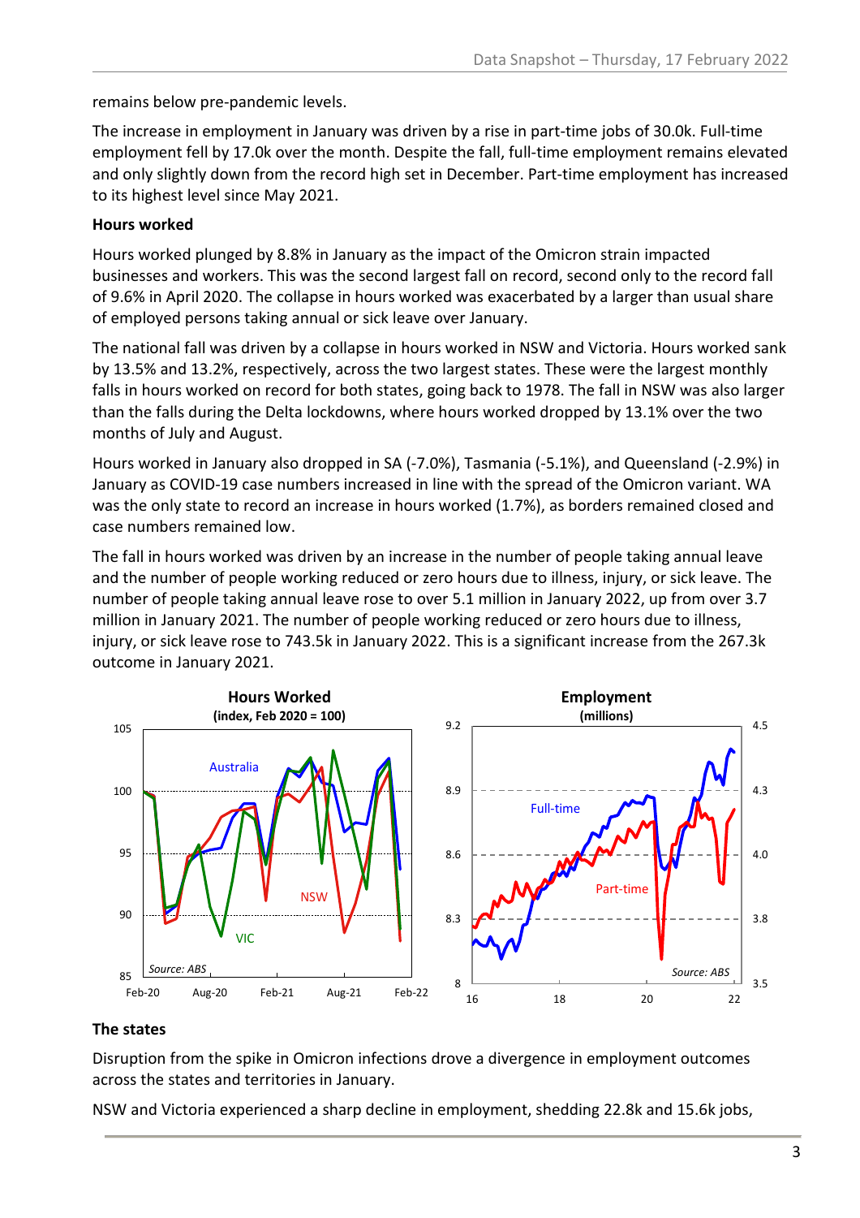remains below pre-pandemic levels.

The increase in employment in January was driven by a rise in part-time jobs of 30.0k. Full-time employment fell by 17.0k over the month. Despite the fall, full-time employment remains elevated and only slightly down from the record high set in December. Part-time employment has increased to its highest level since May 2021.

**Hours worked**

Hours worked plunged by 8.8% in January as the impact of the Omicron strain impacted businesses and workers. This was the second largest fall on record, second only to the record fall of 9.6% in April 2020. The collapse in hours worked was exacerbated by a larger than usual share of employed persons taking annual or sick leave over January.

The national fall was driven by a collapse in hours worked in NSW and Victoria. Hours worked sank by 13.5% and 13.2%, respectively, across the two largest states. These were the largest monthly falls in hours worked on record for both states, going back to 1978. The fall in NSW was also larger than the falls during the Delta lockdowns, where hours worked dropped by 13.1% over the two months of July and August.

Hours worked in January also dropped in SA (-7.0%), Tasmania (-5.1%), and Queensland (-2.9%) in January as COVID-19 case numbers increased in line with the spread of the Omicron variant. WA was the only state to record an increase in hours worked (1.7%), as borders remained closed and case numbers remained low.

The fall in hours worked was driven by an increase in the number of people taking annual leave and the number of people working reduced or zero hours due to illness, injury, or sick leave. The number of people taking annual leave rose to over 5.1 million in January 2022, up from over 3.7 million in January 2021. The number of people working reduced or zero hours due to illness, injury, or sick leave rose to 743.5k in January 2022. This is a significant increase from the 267.3k outcome in January 2021.

**Hours Worked**
**(index, Feb 2020 = 100)**

Source: ABS

**Employment**
**(millions)**

Source: ABS

**The states**

Disruption from the spike in Omicron infections drove a divergence in employment outcomes across the states and territories in January.

NSW and Victoria experienced a sharp decline in employment, shedding 22.8k and 15.6k jobs,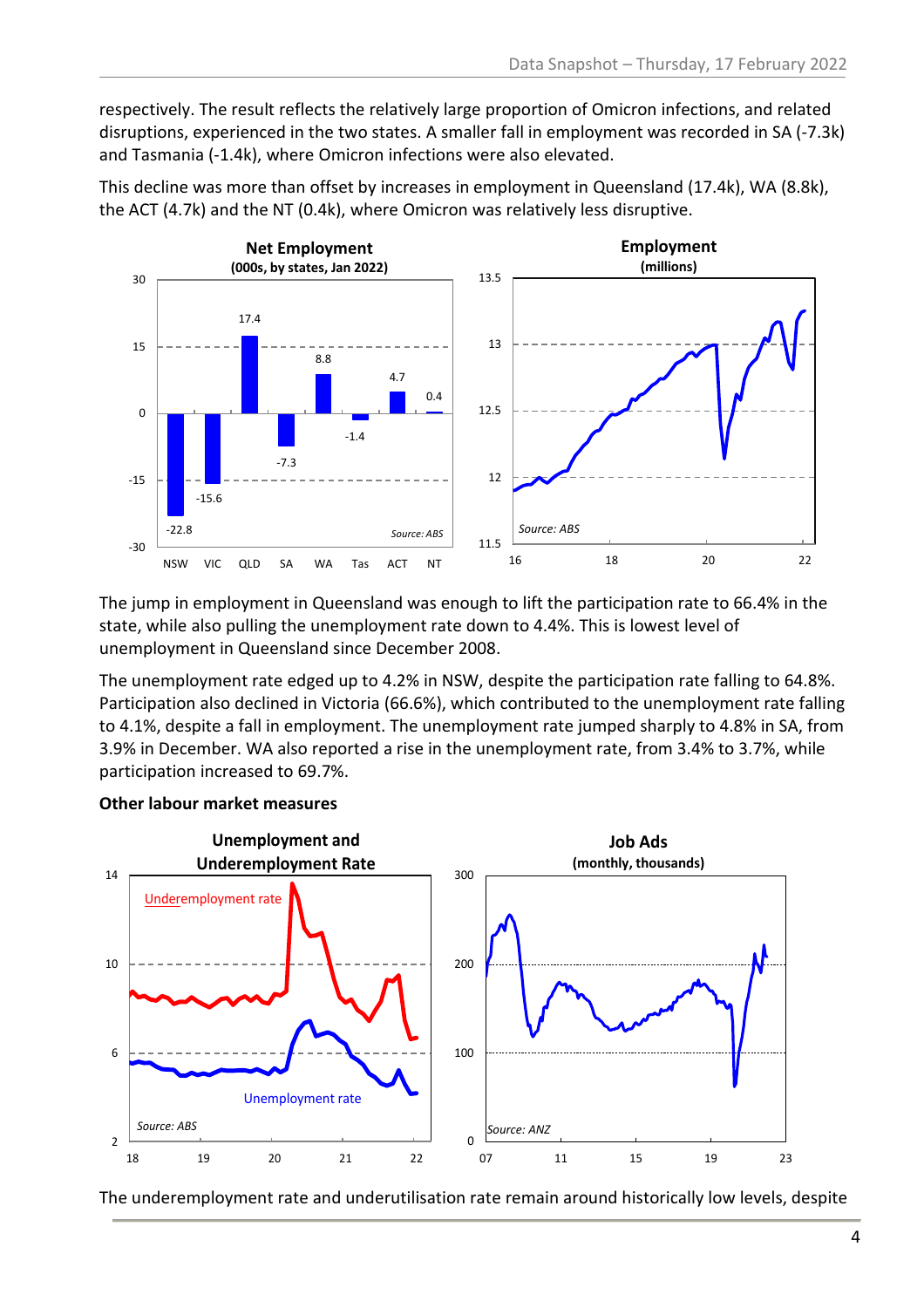respectively. The result reflects the relatively large proportion of Omicron infections, and related disruptions, experienced in the two states. A smaller fall in employment was recorded in SA (-7.3k) and Tasmania (-1.4k), where Omicron infections were also elevated.

This decline was more than offset by increases in employment in Queensland (17.4k), WA (8.8k), the ACT (4.7k) and the NT (0.4k), where Omicron was relatively less disruptive.

The jump in employment in Queensland was enough to lift the participation rate to 66.4% in the state, while also pulling the unemployment rate down to 4.4%. This is lowest level of unemployment in Queensland since December 2008.

The unemployment rate edged up to 4.2% in NSW, despite the participation rate falling to 64.8%. Participation also declined in Victoria (66.6%), which contributed to the unemployment rate falling to 4.1%, despite a fall in employment. The unemployment rate jumped sharply to 4.8% in SA, from 3.9% in December. WA also reported a rise in the unemployment rate, from 3.4% to 3.7%, while participation increased to 69.7%.

**Other labour market measures**

The underemployment rate and underutilisation rate remain around historically low levels, despite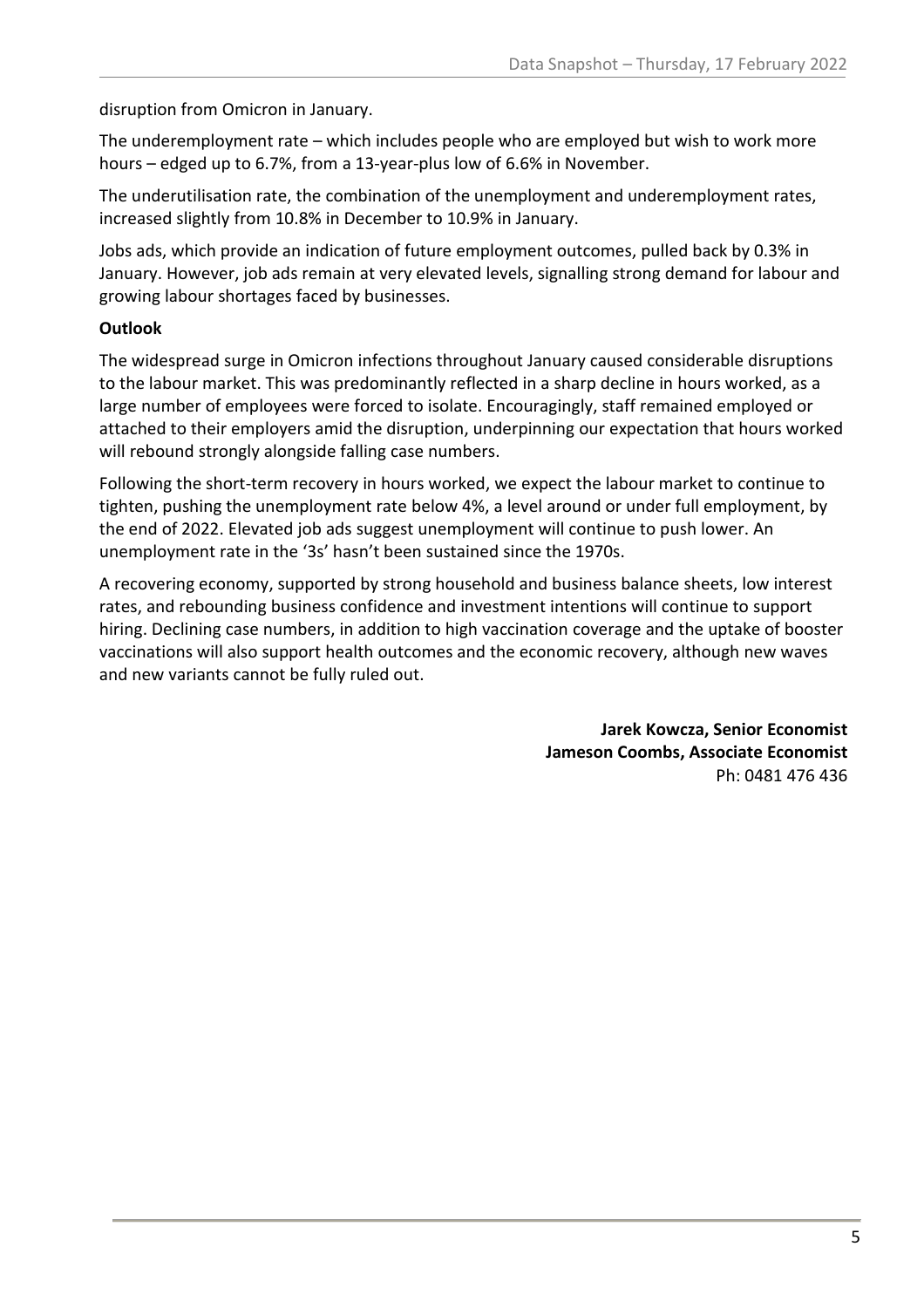disruption from Omicron in January.

The underemployment rate – which includes people who are employed but wish to work more hours – edged up to 6.7%, from a 13-year-plus low of 6.6% in November.

The underutilisation rate, the combination of the unemployment and underemployment rates, increased slightly from 10.8% in December to 10.9% in January.

Jobs ads, which provide an indication of future employment outcomes, pulled back by 0.3% in January. However, job ads remain at very elevated levels, signalling strong demand for labour and growing labour shortages faced by businesses.

**Outlook**

The widespread surge in Omicron infections throughout January caused considerable disruptions to the labour market. This was predominantly reflected in a sharp decline in hours worked, as a large number of employees were forced to isolate. Encouragingly, staff remained employed or attached to their employers amid the disruption, underpinning our expectation that hours worked will rebound strongly alongside falling case numbers.

Following the short-term recovery in hours worked, we expect the labour market to continue to tighten, pushing the unemployment rate below 4%, a level around or under full employment, by the end of 2022. Elevated job ads suggest unemployment will continue to push lower. An unemployment rate in the '3s' hasn't been sustained since the 1970s.

A recovering economy, supported by strong household and business balance sheets, low interest rates, and rebounding business confidence and investment intentions will continue to support hiring. Declining case numbers, in addition to high vaccination coverage and the uptake of booster vaccinations will also support health outcomes and the economic recovery, although new waves and new variants cannot be fully ruled out.

**Jarek Kowcza, Senior Economist**
**Jameson Coombs, Associate Economist**
Ph: 0481 476 436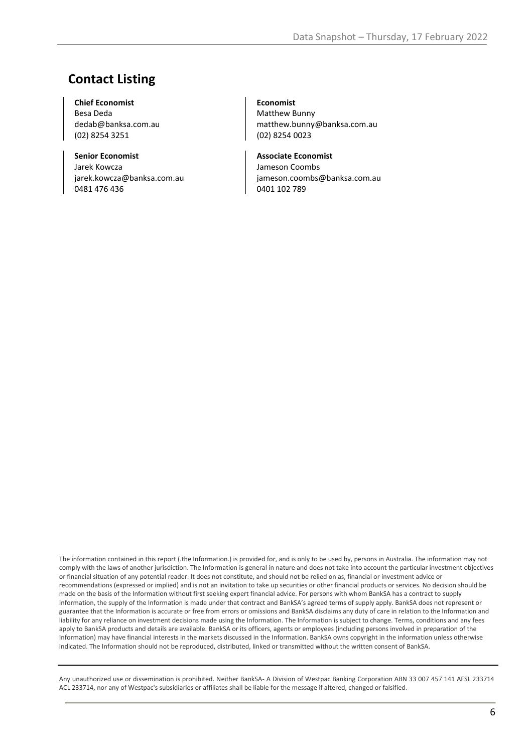## Contact Listing

**Chief Economist**
Besa Deda
dedab@banksa.com.au
(02) 8254 3251

**Senior Economist**
Jarek Kowcza
jarek.kowcza@banksa.com.au
0481 476 436

**Economist**
Matthew Bunny
matthew.bunny@banksa.com.au
(02) 8254 0023

**Associate Economist**
Jameson Coombs
jameson.coombs@banksa.com.au
0401 102 789

The information contained in this report (.the Information.) is provided for, and is only to be used by, persons in Australia. The information may not comply with the laws of another jurisdiction. The Information is general in nature and does not take into account the particular investment objectives or financial situation of any potential reader. It does not constitute, and should not be relied on as, financial or investment advice or recommendations (expressed or implied) and is not an invitation to take up securities or other financial products or services. No decision should be made on the basis of the Information without first seeking expert financial advice. For persons with whom BankSA has a contract to supply Information, the supply of the Information is made under that contract and BankSA's agreed terms of supply apply. BankSA does not represent or guarantee that the Information is accurate or free from errors or omissions and BankSA disclaims any duty of care in relation to the Information and liability for any reliance on investment decisions made using the Information. The Information is subject to change. Terms, conditions and any fees apply to BankSA products and details are available. BankSA or its officers, agents or employees (including persons involved in preparation of the Information) may have financial interests in the markets discussed in the Information. BankSA owns copyright in the information unless otherwise indicated. The Information should not be reproduced, distributed, linked or transmitted without the written consent of BankSA.

Any unauthorized use or dissemination is prohibited. Neither BankSA- A Division of Westpac Banking Corporation ABN 33 007 457 141 AFSL 233714 ACL 233714, nor any of Westpac's subsidiaries or affiliates shall be liable for the message if altered, changed or falsified.